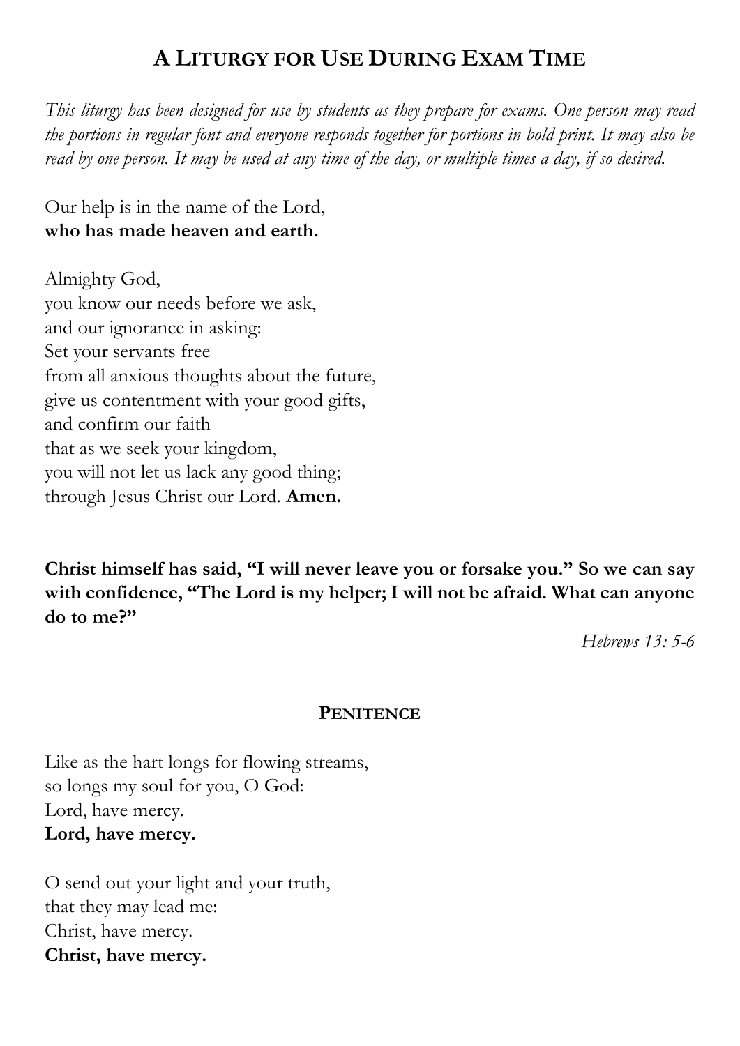# A Liturgy for Use During Exam Time

*This liturgy has been designed for use by students as they prepare for exams. One person may read the portions in regular font and everyone responds together for portions in bold print. It may also be read by one person. It may be used at any time of the day, or multiple times a day, if so desired.*

Our help is in the name of the Lord,
**who has made heaven and earth.**

Almighty God,
you know our needs before we ask,
and our ignorance in asking:
Set your servants free
from all anxious thoughts about the future,
give us contentment with your good gifts,
and confirm our faith
that as we seek your kingdom,
you will not let us lack any good thing;
through Jesus Christ our Lord. **Amen.**

**Christ himself has said, "I will never leave you or forsake you." So we can say with confidence, "The Lord is my helper; I will not be afraid. What can anyone do to me?"**

*Hebrews 13: 5-6*

## Penitence

Like as the hart longs for flowing streams,
so longs my soul for you, O God:
Lord, have mercy.
**Lord, have mercy.**

O send out your light and your truth,
that they may lead me:
Christ, have mercy.
**Christ, have mercy.**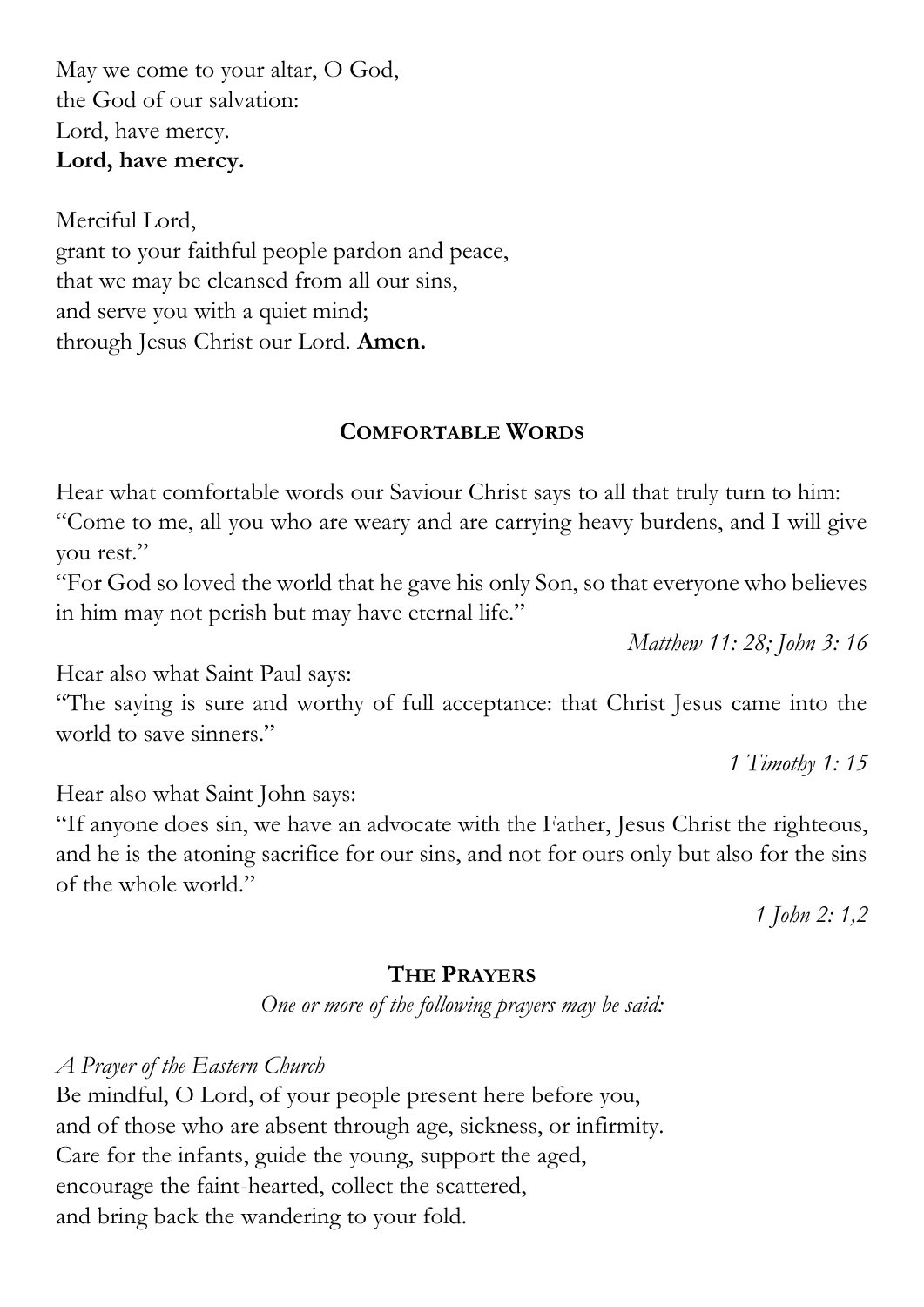May we come to your altar, O God,  
the God of our salvation:  
Lord, have mercy.  
**Lord, have mercy.**

Merciful Lord,  
grant to your faithful people pardon and peace,  
that we may be cleansed from all our sins,  
and serve you with a quiet mind;  
through Jesus Christ our Lord. **Amen.**

## COMFORTABLE WORDS

Hear what comfortable words our Saviour Christ says to all that truly turn to him:  
"Come to me, all you who are weary and are carrying heavy burdens, and I will give you rest."  
"For God so loved the world that he gave his only Son, so that everyone who believes in him may not perish but may have eternal life."

*Matthew 11: 28; John 3: 16*

Hear also what Saint Paul says:  
"The saying is sure and worthy of full acceptance: that Christ Jesus came into the world to save sinners."

*1 Timothy 1: 15*

Hear also what Saint John says:  
"If anyone does sin, we have an advocate with the Father, Jesus Christ the righteous, and he is the atoning sacrifice for our sins, and not for ours only but also for the sins of the whole world."

*1 John 2: 1,2*

## THE PRAYERS

*One or more of the following prayers may be said:*

*A Prayer of the Eastern Church*  
Be mindful, O Lord, of your people present here before you,  
and of those who are absent through age, sickness, or infirmity.  
Care for the infants, guide the young, support the aged,  
encourage the faint-hearted, collect the scattered,  
and bring back the wandering to your fold.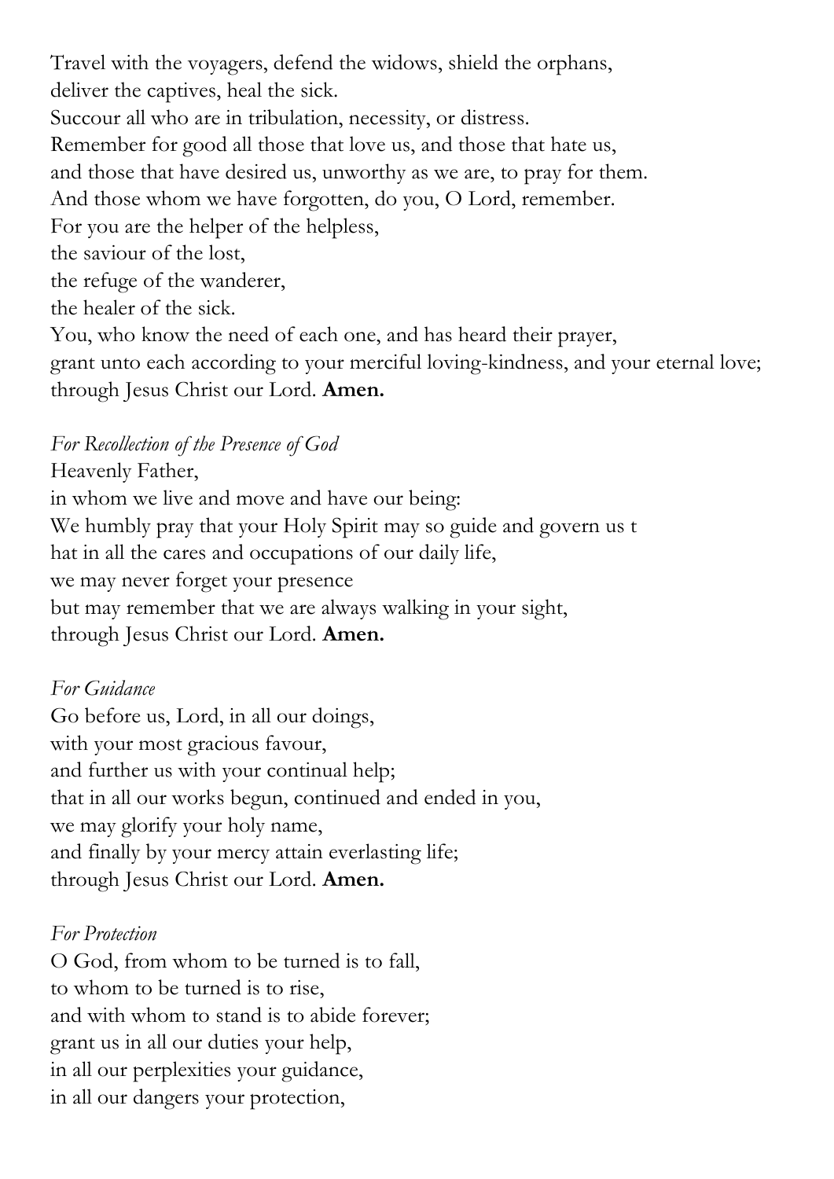Travel with the voyagers, defend the widows, shield the orphans,
deliver the captives, heal the sick.
Succour all who are in tribulation, necessity, or distress.
Remember for good all those that love us, and those that hate us,
and those that have desired us, unworthy as we are, to pray for them.
And those whom we have forgotten, do you, O Lord, remember.
For you are the helper of the helpless,
the saviour of the lost,
the refuge of the wanderer,
the healer of the sick.
You, who know the need of each one, and has heard their prayer,
grant unto each according to your merciful loving-kindness, and your eternal love;
through Jesus Christ our Lord. **Amen.**

*For Recollection of the Presence of God*
Heavenly Father,
in whom we live and move and have our being:
We humbly pray that your Holy Spirit may so guide and govern us t
hat in all the cares and occupations of our daily life,
we may never forget your presence
but may remember that we are always walking in your sight,
through Jesus Christ our Lord. **Amen.**

*For Guidance*
Go before us, Lord, in all our doings,
with your most gracious favour,
and further us with your continual help;
that in all our works begun, continued and ended in you,
we may glorify your holy name,
and finally by your mercy attain everlasting life;
through Jesus Christ our Lord. **Amen.**

*For Protection*
O God, from whom to be turned is to fall,
to whom to be turned is to rise,
and with whom to stand is to abide forever;
grant us in all our duties your help,
in all our perplexities your guidance,
in all our dangers your protection,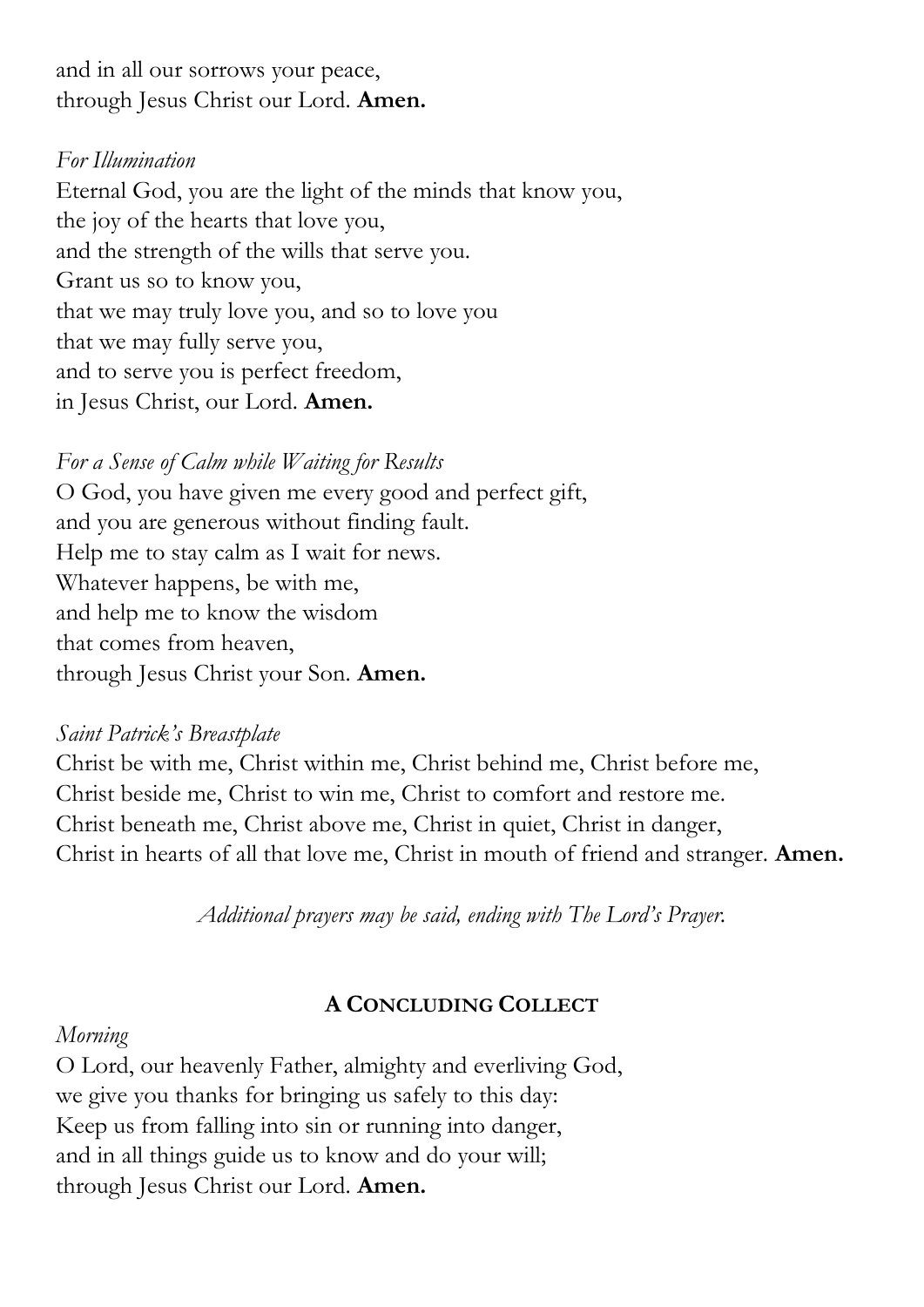and in all our sorrows your peace,  
through Jesus Christ our Lord. **Amen.**

*For Illumination*

Eternal God, you are the light of the minds that know you,  
the joy of the hearts that love you,  
and the strength of the wills that serve you.  
Grant us so to know you,  
that we may truly love you, and so to love you  
that we may fully serve you,  
and to serve you is perfect freedom,  
in Jesus Christ, our Lord. **Amen.**

*For a Sense of Calm while Waiting for Results*

O God, you have given me every good and perfect gift,  
and you are generous without finding fault.  
Help me to stay calm as I wait for news.  
Whatever happens, be with me,  
and help me to know the wisdom  
that comes from heaven,  
through Jesus Christ your Son. **Amen.**

*Saint Patrick's Breastplate*

Christ be with me, Christ within me, Christ behind me, Christ before me,  
Christ beside me, Christ to win me, Christ to comfort and restore me.  
Christ beneath me, Christ above me, Christ in quiet, Christ in danger,  
Christ in hearts of all that love me, Christ in mouth of friend and stranger. **Amen.**

*Additional prayers may be said, ending with The Lord's Prayer.*

## A CONCLUDING COLLECT

*Morning*

O Lord, our heavenly Father, almighty and everliving God,  
we give you thanks for bringing us safely to this day:  
Keep us from falling into sin or running into danger,  
and in all things guide us to know and do your will;  
through Jesus Christ our Lord. **Amen.**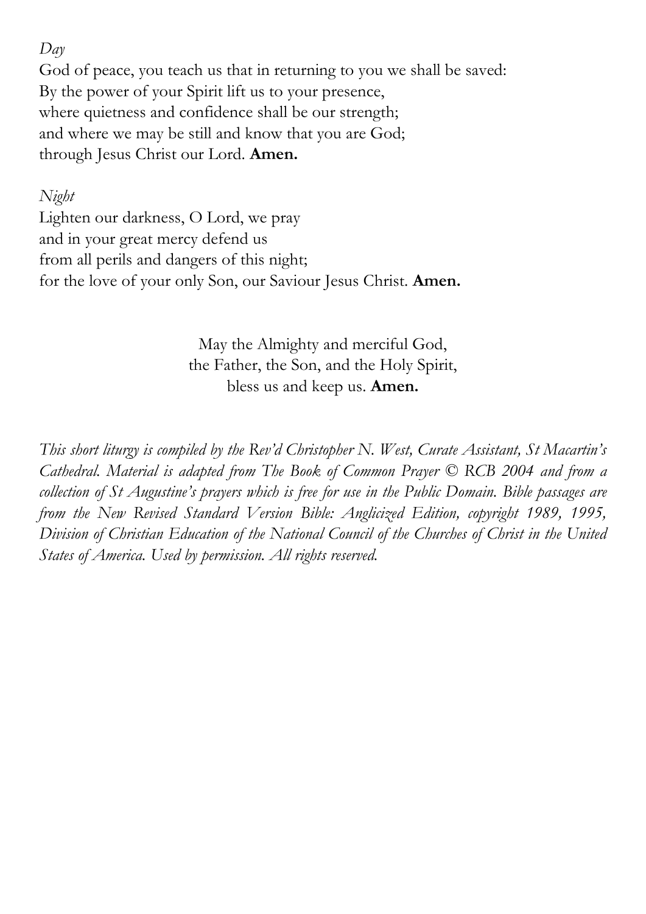*Day*

God of peace, you teach us that in returning to you we shall be saved:
By the power of your Spirit lift us to your presence,
where quietness and confidence shall be our strength;
and where we may be still and know that you are God;
through Jesus Christ our Lord. **Amen.**

*Night*

Lighten our darkness, O Lord, we pray
and in your great mercy defend us
from all perils and dangers of this night;
for the love of your only Son, our Saviour Jesus Christ. **Amen.**

May the Almighty and merciful God,
the Father, the Son, and the Holy Spirit,
bless us and keep us. **Amen.**

*This short liturgy is compiled by the Rev'd Christopher N. West, Curate Assistant, St Macartin's Cathedral. Material is adapted from The Book of Common Prayer © RCB 2004 and from a collection of St Augustine's prayers which is free for use in the Public Domain. Bible passages are from the New Revised Standard Version Bible: Anglicized Edition, copyright 1989, 1995, Division of Christian Education of the National Council of the Churches of Christ in the United States of America. Used by permission. All rights reserved.*